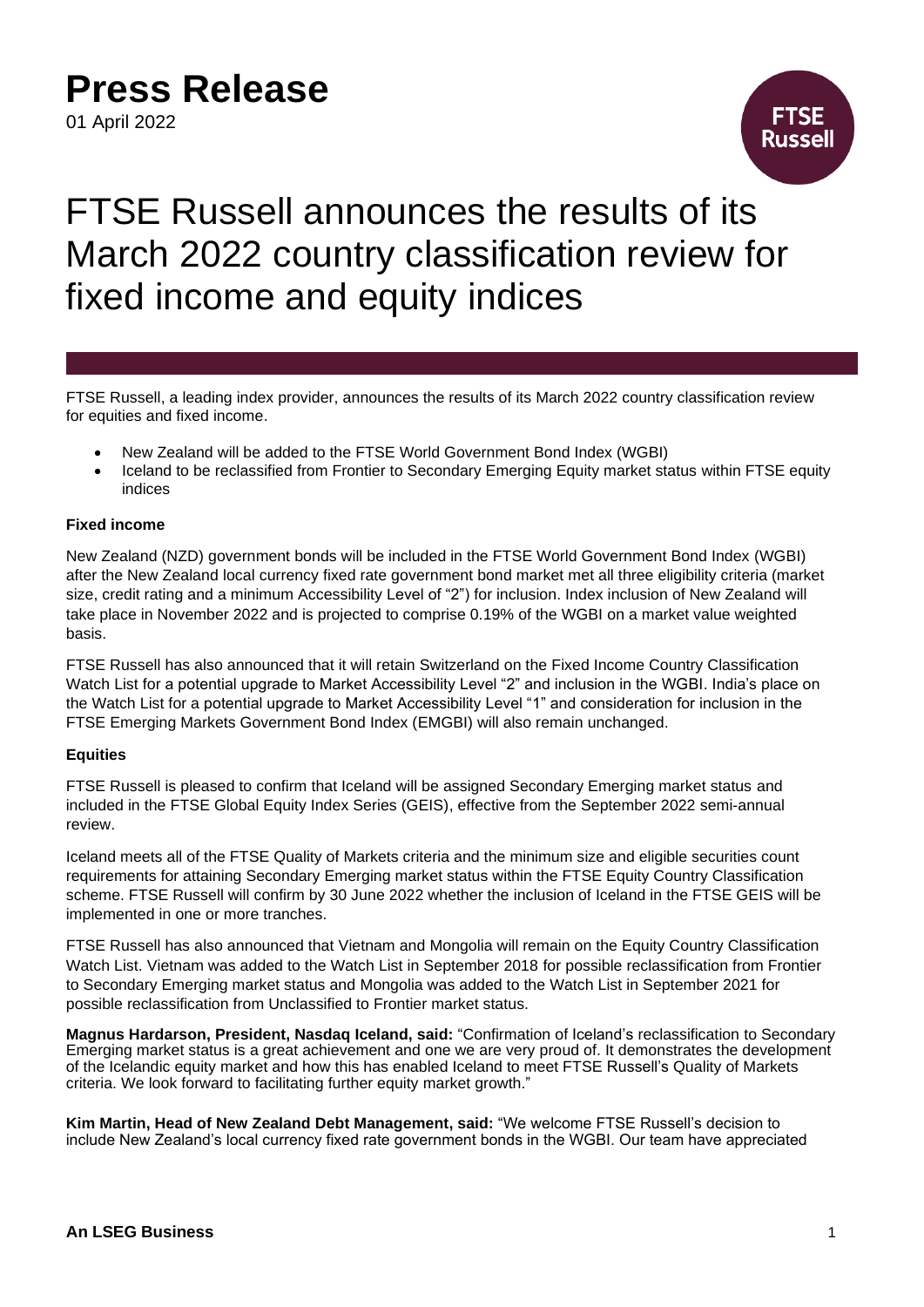# Press Release

01 April 2022

# FTSE Russell announces the results of its March 2022 country classification review for fixed income and equity indices

FTSE Russell, a leading index provider, announces the results of its March 2022 country classification review for equities and fixed income.

- New Zealand will be added to the FTSE World Government Bond Index (WGBI)
- Iceland to be reclassified from Frontier to Secondary Emerging Equity market status within FTSE equity indices

**Fixed income**

New Zealand (NZD) government bonds will be included in the FTSE World Government Bond Index (WGBI) after the New Zealand local currency fixed rate government bond market met all three eligibility criteria (market size, credit rating and a minimum Accessibility Level of "2") for inclusion. Index inclusion of New Zealand will take place in November 2022 and is projected to comprise 0.19% of the WGBI on a market value weighted basis.

FTSE Russell has also announced that it will retain Switzerland on the Fixed Income Country Classification Watch List for a potential upgrade to Market Accessibility Level "2" and inclusion in the WGBI. India's place on the Watch List for a potential upgrade to Market Accessibility Level "1" and consideration for inclusion in the FTSE Emerging Markets Government Bond Index (EMGBI) will also remain unchanged.

**Equities**

FTSE Russell is pleased to confirm that Iceland will be assigned Secondary Emerging market status and included in the FTSE Global Equity Index Series (GEIS), effective from the September 2022 semi-annual review.

Iceland meets all of the FTSE Quality of Markets criteria and the minimum size and eligible securities count requirements for attaining Secondary Emerging market status within the FTSE Equity Country Classification scheme. FTSE Russell will confirm by 30 June 2022 whether the inclusion of Iceland in the FTSE GEIS will be implemented in one or more tranches.

FTSE Russell has also announced that Vietnam and Mongolia will remain on the Equity Country Classification Watch List. Vietnam was added to the Watch List in September 2018 for possible reclassification from Frontier to Secondary Emerging market status and Mongolia was added to the Watch List in September 2021 for possible reclassification from Unclassified to Frontier market status.

**Magnus Hardarson, President, Nasdaq Iceland, said:** "Confirmation of Iceland's reclassification to Secondary Emerging market status is a great achievement and one we are very proud of. It demonstrates the development of the Icelandic equity market and how this has enabled Iceland to meet FTSE Russell's Quality of Markets criteria. We look forward to facilitating further equity market growth."

**Kim Martin, Head of New Zealand Debt Management, said:** "We welcome FTSE Russell's decision to include New Zealand's local currency fixed rate government bonds in the WGBI. Our team have appreciated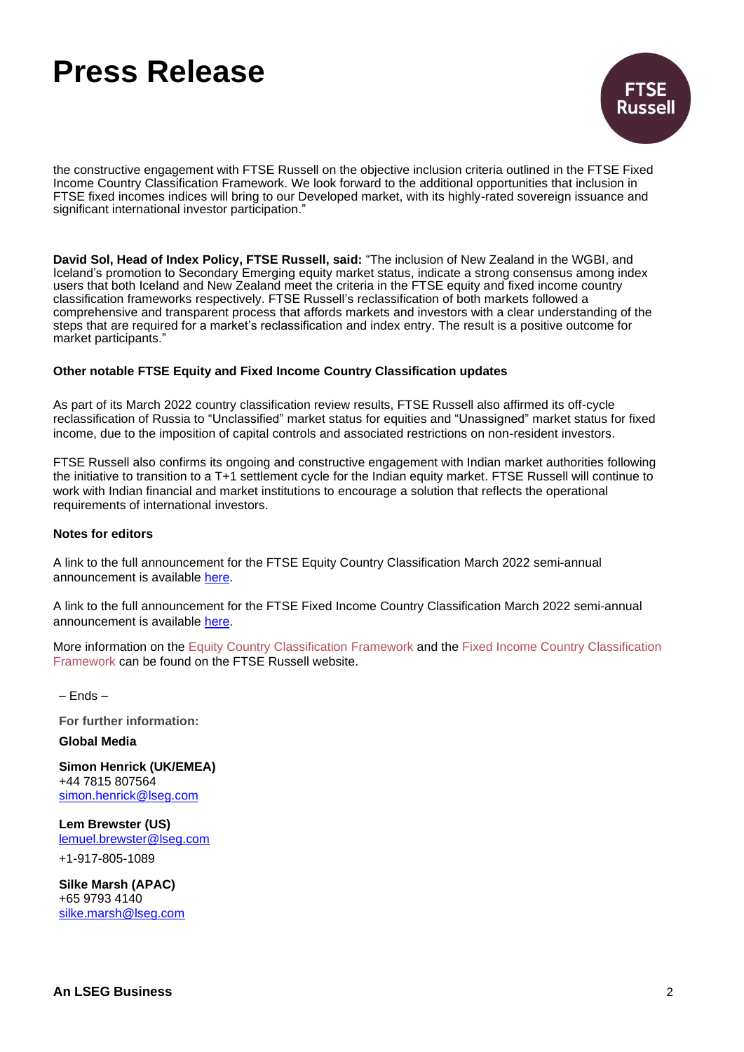the constructive engagement with FTSE Russell on the objective inclusion criteria outlined in the FTSE Fixed Income Country Classification Framework. We look forward to the additional opportunities that inclusion in FTSE fixed incomes indices will bring to our Developed market, with its highly-rated sovereign issuance and significant international investor participation."

**David Sol, Head of Index Policy, FTSE Russell, said:** "The inclusion of New Zealand in the WGBI, and Iceland's promotion to Secondary Emerging equity market status, indicate a strong consensus among index users that both Iceland and New Zealand meet the criteria in the FTSE equity and fixed income country classification frameworks respectively. FTSE Russell's reclassification of both markets followed a comprehensive and transparent process that affords markets and investors with a clear understanding of the steps that are required for a market's reclassification and index entry. The result is a positive outcome for market participants."

**Other notable FTSE Equity and Fixed Income Country Classification updates**

As part of its March 2022 country classification review results, FTSE Russell also affirmed its off-cycle reclassification of Russia to "Unclassified" market status for equities and "Unassigned" market status for fixed income, due to the imposition of capital controls and associated restrictions on non-resident investors.

FTSE Russell also confirms its ongoing and constructive engagement with Indian market authorities following the initiative to transition to a T+1 settlement cycle for the Indian equity market. FTSE Russell will continue to work with Indian financial and market institutions to encourage a solution that reflects the operational requirements of international investors.

**Notes for editors**

A link to the full announcement for the FTSE Equity Country Classification March 2022 semi-annual announcement is available here.

A link to the full announcement for the FTSE Fixed Income Country Classification March 2022 semi-annual announcement is available here.

More information on the Equity Country Classification Framework and the Fixed Income Country Classification Framework can be found on the FTSE Russell website.

– Ends –

**For further information:**

**Global Media**

**Simon Henrick (UK/EMEA)**
+44 7815 807564
simon.henrick@lseg.com

**Lem Brewster (US)**
lemuel.brewster@lseg.com
+1-917-805-1089

**Silke Marsh (APAC)**
+65 9793 4140
silke.marsh@lseg.com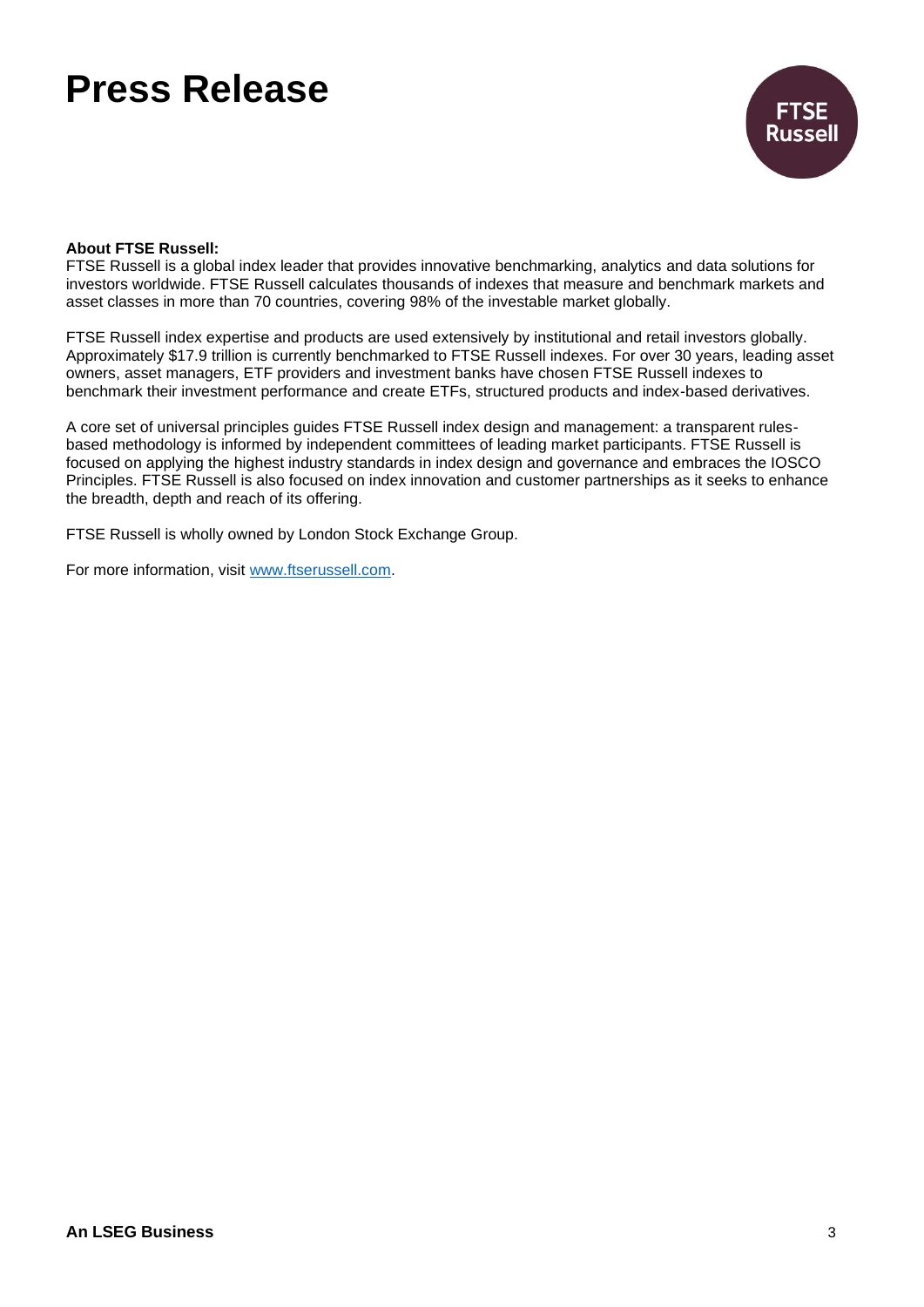**About FTSE Russell:**
FTSE Russell is a global index leader that provides innovative benchmarking, analytics and data solutions for investors worldwide. FTSE Russell calculates thousands of indexes that measure and benchmark markets and asset classes in more than 70 countries, covering 98% of the investable market globally.

FTSE Russell index expertise and products are used extensively by institutional and retail investors globally. Approximately $17.9 trillion is currently benchmarked to FTSE Russell indexes. For over 30 years, leading asset owners, asset managers, ETF providers and investment banks have chosen FTSE Russell indexes to benchmark their investment performance and create ETFs, structured products and index-based derivatives.

A core set of universal principles guides FTSE Russell index design and management: a transparent rules-based methodology is informed by independent committees of leading market participants. FTSE Russell is focused on applying the highest industry standards in index design and governance and embraces the IOSCO Principles. FTSE Russell is also focused on index innovation and customer partnerships as it seeks to enhance the breadth, depth and reach of its offering.

FTSE Russell is wholly owned by London Stock Exchange Group.

For more information, visit [www.ftserussell.com](http://www.ftserussell.com).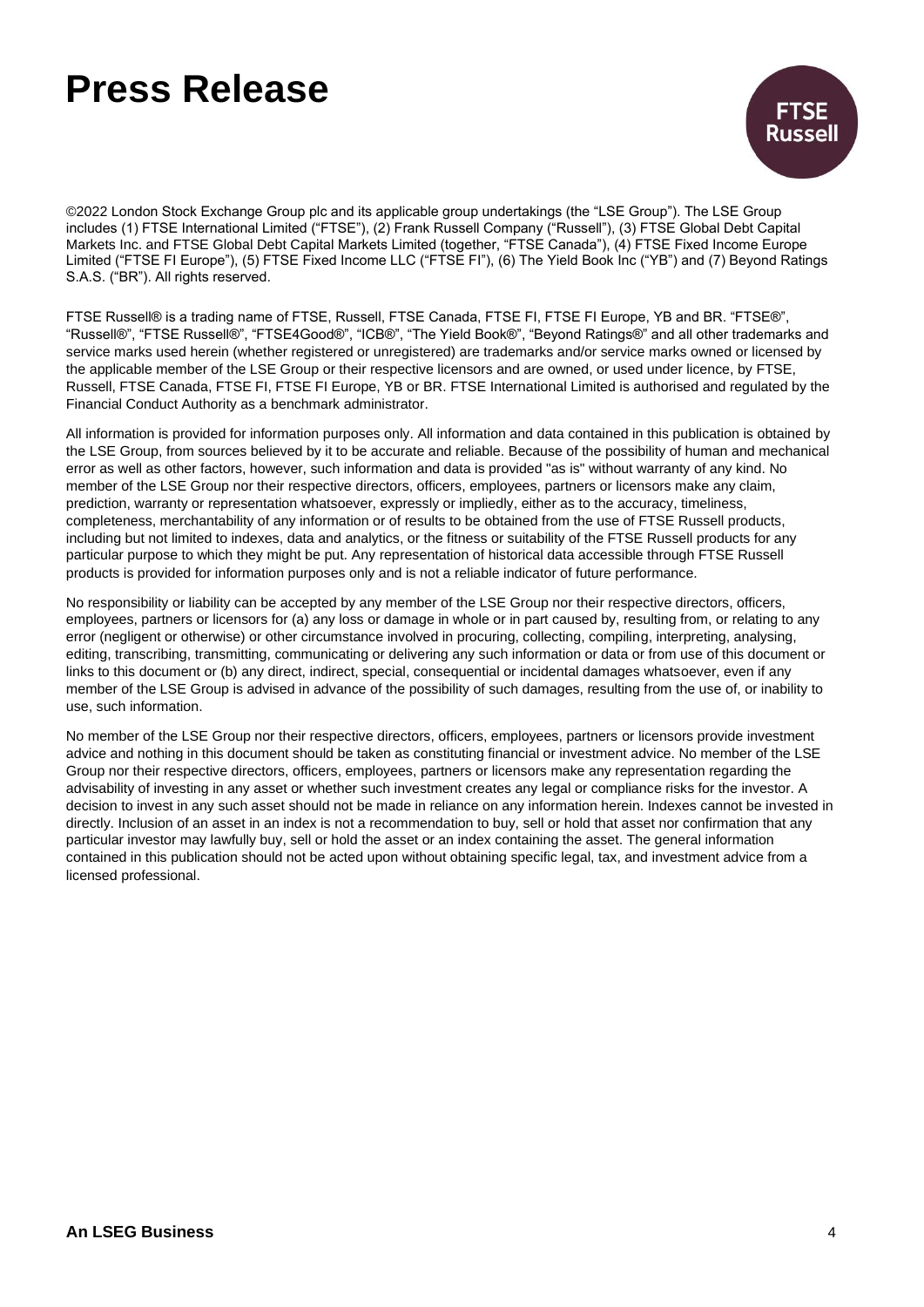# Press Release

©2022 London Stock Exchange Group plc and its applicable group undertakings (the "LSE Group"). The LSE Group includes (1) FTSE International Limited ("FTSE"), (2) Frank Russell Company ("Russell"), (3) FTSE Global Debt Capital Markets Inc. and FTSE Global Debt Capital Markets Limited (together, "FTSE Canada"), (4) FTSE Fixed Income Europe Limited ("FTSE FI Europe"), (5) FTSE Fixed Income LLC ("FTSE FI"), (6) The Yield Book Inc ("YB") and (7) Beyond Ratings S.A.S. ("BR"). All rights reserved.

FTSE Russell® is a trading name of FTSE, Russell, FTSE Canada, FTSE FI, FTSE FI Europe, YB and BR. "FTSE®", "Russell®", "FTSE Russell®", "FTSE4Good®", "ICB®", "The Yield Book®", "Beyond Ratings®" and all other trademarks and service marks used herein (whether registered or unregistered) are trademarks and/or service marks owned or licensed by the applicable member of the LSE Group or their respective licensors and are owned, or used under licence, by FTSE, Russell, FTSE Canada, FTSE FI, FTSE FI Europe, YB or BR. FTSE International Limited is authorised and regulated by the Financial Conduct Authority as a benchmark administrator.

All information is provided for information purposes only. All information and data contained in this publication is obtained by the LSE Group, from sources believed by it to be accurate and reliable. Because of the possibility of human and mechanical error as well as other factors, however, such information and data is provided "as is" without warranty of any kind. No member of the LSE Group nor their respective directors, officers, employees, partners or licensors make any claim, prediction, warranty or representation whatsoever, expressly or impliedly, either as to the accuracy, timeliness, completeness, merchantability of any information or of results to be obtained from the use of FTSE Russell products, including but not limited to indexes, data and analytics, or the fitness or suitability of the FTSE Russell products for any particular purpose to which they might be put. Any representation of historical data accessible through FTSE Russell products is provided for information purposes only and is not a reliable indicator of future performance.

No responsibility or liability can be accepted by any member of the LSE Group nor their respective directors, officers, employees, partners or licensors for (a) any loss or damage in whole or in part caused by, resulting from, or relating to any error (negligent or otherwise) or other circumstance involved in procuring, collecting, compiling, interpreting, analysing, editing, transcribing, transmitting, communicating or delivering any such information or data or from use of this document or links to this document or (b) any direct, indirect, special, consequential or incidental damages whatsoever, even if any member of the LSE Group is advised in advance of the possibility of such damages, resulting from the use of, or inability to use, such information.

No member of the LSE Group nor their respective directors, officers, employees, partners or licensors provide investment advice and nothing in this document should be taken as constituting financial or investment advice. No member of the LSE Group nor their respective directors, officers, employees, partners or licensors make any representation regarding the advisability of investing in any asset or whether such investment creates any legal or compliance risks for the investor. A decision to invest in any such asset should not be made in reliance on any information herein. Indexes cannot be invested in directly. Inclusion of an asset in an index is not a recommendation to buy, sell or hold that asset nor confirmation that any particular investor may lawfully buy, sell or hold the asset or an index containing the asset. The general information contained in this publication should not be acted upon without obtaining specific legal, tax, and investment advice from a licensed professional.